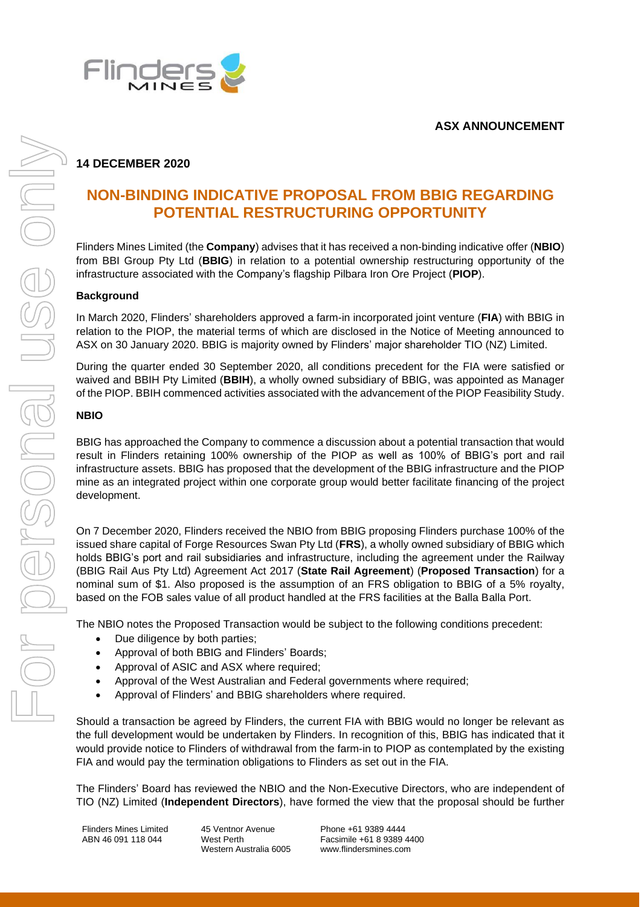**ASX ANNOUNCEMENT**

**14 DECEMBER 2020**

# NON-BINDING INDICATIVE PROPOSAL FROM BBIG REGARDING POTENTIAL RESTRUCTURING OPPORTUNITY

Flinders Mines Limited (the **Company**) advises that it has received a non-binding indicative offer (**NBIO**) from BBI Group Pty Ltd (**BBIG**) in relation to a potential ownership restructuring opportunity of the infrastructure associated with the Company's flagship Pilbara Iron Ore Project (**PIOP**).

**Background**

In March 2020, Flinders' shareholders approved a farm-in incorporated joint venture (**FIA**) with BBIG in relation to the PIOP, the material terms of which are disclosed in the Notice of Meeting announced to ASX on 30 January 2020. BBIG is majority owned by Flinders' major shareholder TIO (NZ) Limited.

During the quarter ended 30 September 2020, all conditions precedent for the FIA were satisfied or waived and BBIH Pty Limited (**BBIH**), a wholly owned subsidiary of BBIG, was appointed as Manager of the PIOP. BBIH commenced activities associated with the advancement of the PIOP Feasibility Study.

**NBIO**

BBIG has approached the Company to commence a discussion about a potential transaction that would result in Flinders retaining 100% ownership of the PIOP as well as 100% of BBIG's port and rail infrastructure assets. BBIG has proposed that the development of the BBIG infrastructure and the PIOP mine as an integrated project within one corporate group would better facilitate financing of the project development.

On 7 December 2020, Flinders received the NBIO from BBIG proposing Flinders purchase 100% of the issued share capital of Forge Resources Swan Pty Ltd (**FRS**), a wholly owned subsidiary of BBIG which holds BBIG's port and rail subsidiaries and infrastructure, including the agreement under the Railway (BBIG Rail Aus Pty Ltd) Agreement Act 2017 (**State Rail Agreement**) (**Proposed Transaction**) for a nominal sum of $1. Also proposed is the assumption of an FRS obligation to BBIG of a 5% royalty, based on the FOB sales value of all product handled at the FRS facilities at the Balla Balla Port.

The NBIO notes the Proposed Transaction would be subject to the following conditions precedent:

- Due diligence by both parties;
- Approval of both BBIG and Flinders' Boards;
- Approval of ASIC and ASX where required;
- Approval of the West Australian and Federal governments where required;
- Approval of Flinders' and BBIG shareholders where required.

Should a transaction be agreed by Flinders, the current FIA with BBIG would no longer be relevant as the full development would be undertaken by Flinders. In recognition of this, BBIG has indicated that it would provide notice to Flinders of withdrawal from the farm-in to PIOP as contemplated by the existing FIA and would pay the termination obligations to Flinders as set out in the FIA.

The Flinders' Board has reviewed the NBIO and the Non-Executive Directors, who are independent of TIO (NZ) Limited (**Independent Directors**), have formed the view that the proposal should be further

Flinders Mines Limited
ABN 46 091 118 044

45 Ventnor Avenue
West Perth
Western Australia 6005

Phone +61 9389 4444
Facsimile +61 8 9389 4400
www.flindersmines.com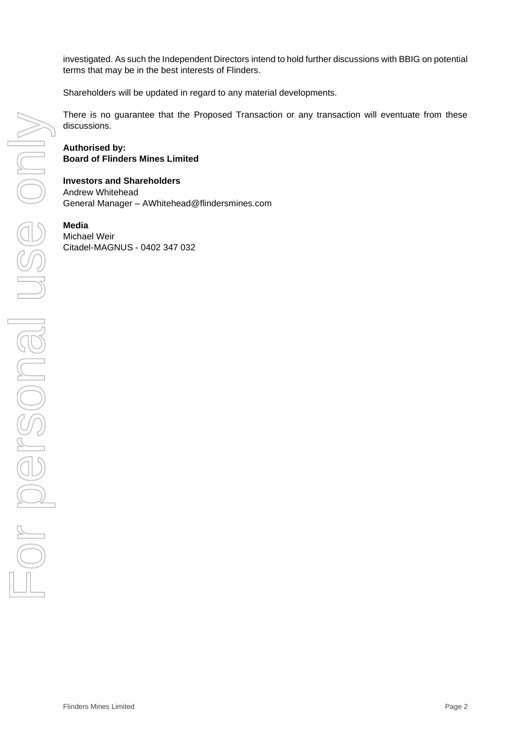investigated. As such the Independent Directors intend to hold further discussions with BBIG on potential terms that may be in the best interests of Flinders.

Shareholders will be updated in regard to any material developments.

There is no guarantee that the Proposed Transaction or any transaction will eventuate from these discussions.

**Authorised by:**
**Board of Flinders Mines Limited**

**Investors and Shareholders**
Andrew Whitehead
General Manager – AWhitehead@flindersmines.com

**Media**
Michael Weir
Citadel-MAGNUS - 0402 347 032